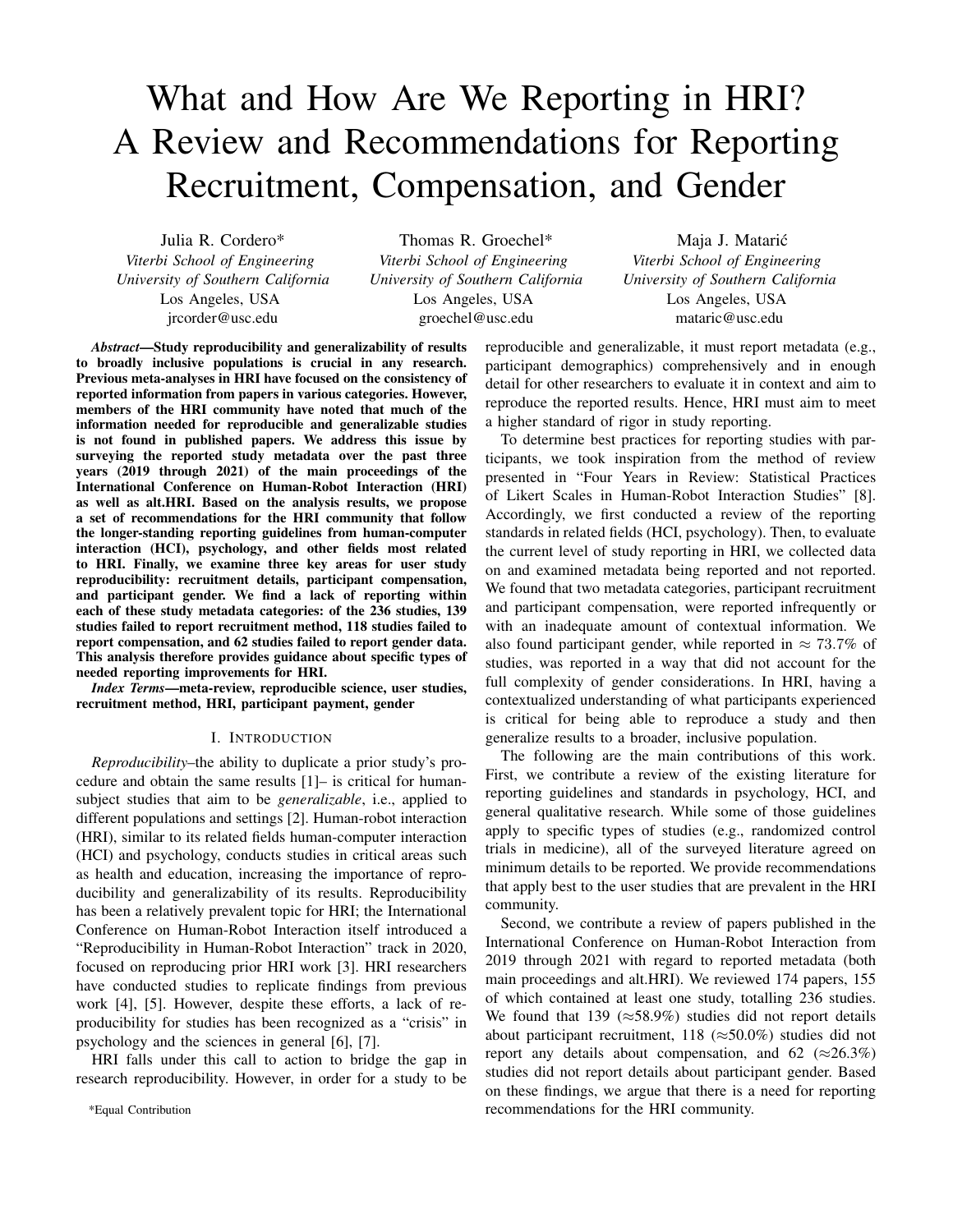# What and How Are We Reporting in HRI? A Review and Recommendations for Reporting Recruitment, Compensation, and Gender

Julia R. Cordero*
*Viterbi School of Engineering*
*University of Southern California*
Los Angeles, USA
jrcorder@usc.edu

Thomas R. Groechel*
*Viterbi School of Engineering*
*University of Southern California*
Los Angeles, USA
groechel@usc.edu

Maja J. Matarić
*Viterbi School of Engineering*
*University of Southern California*
Los Angeles, USA
mataric@usc.edu

***Abstract*—Study reproducibility and generalizability of results to broadly inclusive populations is crucial in any research. Previous meta-analyses in HRI have focused on the consistency of reported information from papers in various categories. However, members of the HRI community have noted that much of the information needed for reproducible and generalizable studies is not found in published papers. We address this issue by surveying the reported study metadata over the past three years (2019 through 2021) of the main proceedings of the International Conference on Human-Robot Interaction (HRI) as well as alt.HRI. Based on the analysis results, we propose a set of recommendations for the HRI community that follow the longer-standing reporting guidelines from human-computer interaction (HCI), psychology, and other fields most related to HRI. Finally, we examine three key areas for user study reproducibility: recruitment details, participant compensation, and participant gender. We find a lack of reporting within each of these study metadata categories: of the 236 studies, 139 studies failed to report recruitment method, 118 studies failed to report compensation, and 62 studies failed to report gender data. This analysis therefore provides guidance about specific types of needed reporting improvements for HRI.**

***Index Terms*—meta-review, reproducible science, user studies, recruitment method, HRI, participant payment, gender**

## I. Introduction

*Reproducibility*–the ability to duplicate a prior study's procedure and obtain the same results [1]– is critical for human-subject studies that aim to be *generalizable*, i.e., applied to different populations and settings [2]. Human-robot interaction (HRI), similar to its related fields human-computer interaction (HCI) and psychology, conducts studies in critical areas such as health and education, increasing the importance of reproducibility and generalizability of its results. Reproducibility has been a relatively prevalent topic for HRI; the International Conference on Human-Robot Interaction itself introduced a "Reproducibility in Human-Robot Interaction" track in 2020, focused on reproducing prior HRI work [3]. HRI researchers have conducted studies to replicate findings from previous work [4], [5]. However, despite these efforts, a lack of reproducibility for studies has been recognized as a "crisis" in psychology and the sciences in general [6], [7].

HRI falls under this call to action to bridge the gap in research reproducibility. However, in order for a study to be reproducible and generalizable, it must report metadata (e.g., participant demographics) comprehensively and in enough detail for other researchers to evaluate it in context and aim to reproduce the reported results. Hence, HRI must aim to meet a higher standard of rigor in study reporting.

To determine best practices for reporting studies with participants, we took inspiration from the method of review presented in "Four Years in Review: Statistical Practices of Likert Scales in Human-Robot Interaction Studies" [8]. Accordingly, we first conducted a review of the reporting standards in related fields (HCI, psychology). Then, to evaluate the current level of study reporting in HRI, we collected data on and examined metadata being reported and not reported. We found that two metadata categories, participant recruitment and participant compensation, were reported infrequently or with an inadequate amount of contextual information. We also found participant gender, while reported in $\approx 73.7\%$ of studies, was reported in a way that did not account for the full complexity of gender considerations. In HRI, having a contextualized understanding of what participants experienced is critical for being able to reproduce a study and then generalize results to a broader, inclusive population.

The following are the main contributions of this work. First, we contribute a review of the existing literature for reporting guidelines and standards in psychology, HCI, and general qualitative research. While some of those guidelines apply to specific types of studies (e.g., randomized control trials in medicine), all of the surveyed literature agreed on minimum details to be reported. We provide recommendations that apply best to the user studies that are prevalent in the HRI community.

Second, we contribute a review of papers published in the International Conference on Human-Robot Interaction from 2019 through 2021 with regard to reported metadata (both main proceedings and alt.HRI). We reviewed 174 papers, 155 of which contained at least one study, totalling 236 studies. We found that 139 ($\approx$58.9%) studies did not report details about participant recruitment, 118 ($\approx$50.0%) studies did not report any details about compensation, and 62 ($\approx$26.3%) studies did not report details about participant gender. Based on these findings, we argue that there is a need for reporting recommendations for the HRI community.

*Equal Contribution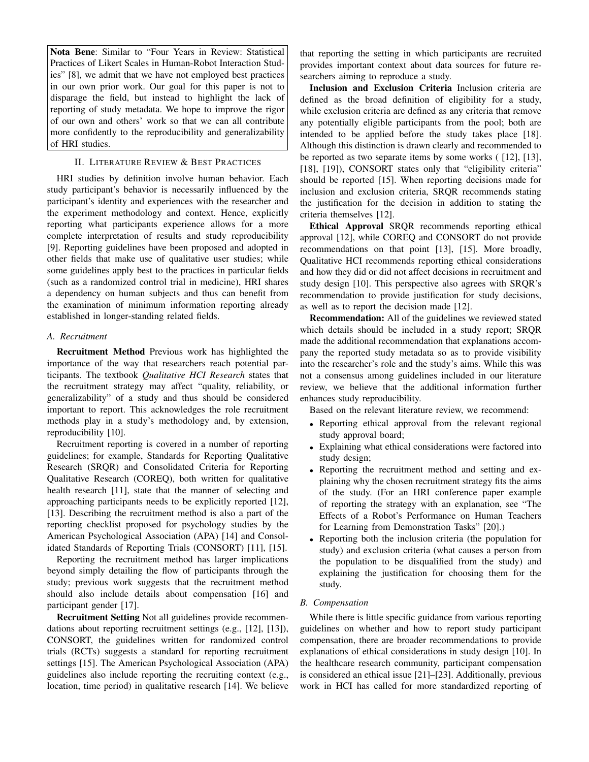**Nota Bene**: Similar to "Four Years in Review: Statistical Practices of Likert Scales in Human-Robot Interaction Studies" [8], we admit that we have not employed best practices in our own prior work. Our goal for this paper is not to disparage the field, but instead to highlight the lack of reporting of study metadata. We hope to improve the rigor of our own and others' work so that we can all contribute more confidently to the reproducibility and generalizability of HRI studies.

## II. Literature Review & Best Practices

HRI studies by definition involve human behavior. Each study participant's behavior is necessarily influenced by the participant's identity and experiences with the researcher and the experiment methodology and context. Hence, explicitly reporting what participants experience allows for a more complete interpretation of results and study reproducibility [9]. Reporting guidelines have been proposed and adopted in other fields that make use of qualitative user studies; while some guidelines apply best to the practices in particular fields (such as a randomized control trial in medicine), HRI shares a dependency on human subjects and thus can benefit from the examination of minimum information reporting already established in longer-standing related fields.

### A. Recruitment

**Recruitment Method** Previous work has highlighted the importance of the way that researchers reach potential participants. The textbook *Qualitative HCI Research* states that the recruitment strategy may affect "quality, reliability, or generalizability" of a study and thus should be considered important to report. This acknowledges the role recruitment methods play in a study's methodology and, by extension, reproducibility [10].

Recruitment reporting is covered in a number of reporting guidelines; for example, Standards for Reporting Qualitative Research (SRQR) and Consolidated Criteria for Reporting Qualitative Research (COREQ), both written for qualitative health research [11], state that the manner of selecting and approaching participants needs to be explicitly reported [12], [13]. Describing the recruitment method is also a part of the reporting checklist proposed for psychology studies by the American Psychological Association (APA) [14] and Consolidated Standards of Reporting Trials (CONSORT) [11], [15].

Reporting the recruitment method has larger implications beyond simply detailing the flow of participants through the study; previous work suggests that the recruitment method should also include details about compensation [16] and participant gender [17].

**Recruitment Setting** Not all guidelines provide recommendations about reporting recruitment settings (e.g., [12], [13]), CONSORT, the guidelines written for randomized control trials (RCTs) suggests a standard for reporting recruitment settings [15]. The American Psychological Association (APA) guidelines also include reporting the recruiting context (e.g., location, time period) in qualitative research [14]. We believe that reporting the setting in which participants are recruited provides important context about data sources for future researchers aiming to reproduce a study.

**Inclusion and Exclusion Criteria** Inclusion criteria are defined as the broad definition of eligibility for a study, while exclusion criteria are defined as any criteria that remove any potentially eligible participants from the pool; both are intended to be applied before the study takes place [18]. Although this distinction is drawn clearly and recommended to be reported as two separate items by some works ( [12], [13], [18], [19]), CONSORT states only that "eligibility criteria" should be reported [15]. When reporting decisions made for inclusion and exclusion criteria, SRQR recommends stating the justification for the decision in addition to stating the criteria themselves [12].

**Ethical Approval** SRQR recommends reporting ethical approval [12], while COREQ and CONSORT do not provide recommendations on that point [13], [15]. More broadly, Qualitative HCI recommends reporting ethical considerations and how they did or did not affect decisions in recruitment and study design [10]. This perspective also agrees with SRQR's recommendation to provide justification for study decisions, as well as to report the decision made [12].

**Recommendation:** All of the guidelines we reviewed stated which details should be included in a study report; SRQR made the additional recommendation that explanations accompany the reported study metadata so as to provide visibility into the researcher's role and the study's aims. While this was not a consensus among guidelines included in our literature review, we believe that the additional information further enhances study reproducibility.

Based on the relevant literature review, we recommend:

- Reporting ethical approval from the relevant regional study approval board;
- Explaining what ethical considerations were factored into study design;
- Reporting the recruitment method and setting and explaining why the chosen recruitment strategy fits the aims of the study. (For an HRI conference paper example of reporting the strategy with an explanation, see "The Effects of a Robot's Performance on Human Teachers for Learning from Demonstration Tasks" [20].)
- Reporting both the inclusion criteria (the population for study) and exclusion criteria (what causes a person from the population to be disqualified from the study) and explaining the justification for choosing them for the study.

### B. Compensation

While there is little specific guidance from various reporting guidelines on whether and how to report study participant compensation, there are broader recommendations to provide explanations of ethical considerations in study design [10]. In the healthcare research community, participant compensation is considered an ethical issue [21]–[23]. Additionally, previous work in HCI has called for more standardized reporting of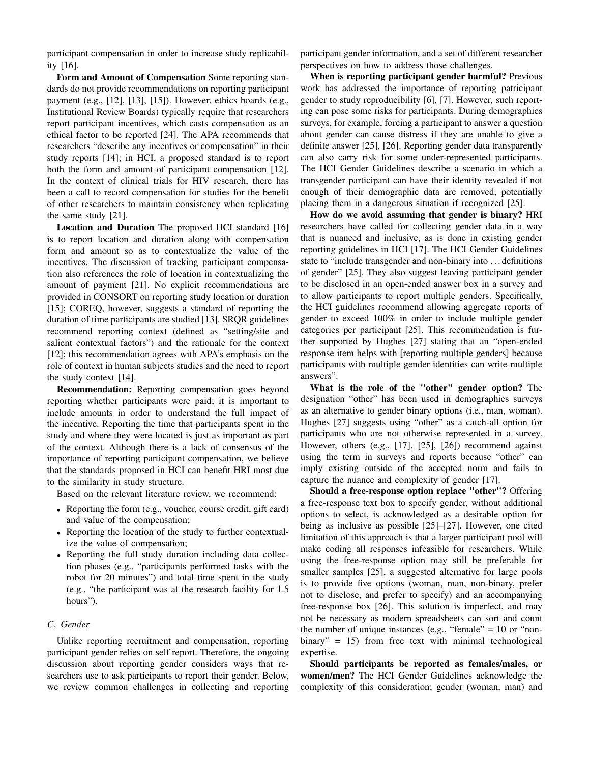participant compensation in order to increase study replicability [16].

**Form and Amount of Compensation** Some reporting standards do not provide recommendations on reporting participant payment (e.g., [12], [13], [15]). However, ethics boards (e.g., Institutional Review Boards) typically require that researchers report participant incentives, which casts compensation as an ethical factor to be reported [24]. The APA recommends that researchers "describe any incentives or compensation" in their study reports [14]; in HCI, a proposed standard is to report both the form and amount of participant compensation [12]. In the context of clinical trials for HIV research, there has been a call to record compensation for studies for the benefit of other researchers to maintain consistency when replicating the same study [21].

**Location and Duration** The proposed HCI standard [16] is to report location and duration along with compensation form and amount so as to contextualize the value of the incentives. The discussion of tracking participant compensation also references the role of location in contextualizing the amount of payment [21]. No explicit recommendations are provided in CONSORT on reporting study location or duration [15]; COREQ, however, suggests a standard of reporting the duration of time participants are studied [13]. SRQR guidelines recommend reporting context (defined as "setting/site and salient contextual factors") and the rationale for the context [12]; this recommendation agrees with APA's emphasis on the role of context in human subjects studies and the need to report the study context [14].

**Recommendation:** Reporting compensation goes beyond reporting whether participants were paid; it is important to include amounts in order to understand the full impact of the incentive. Reporting the time that participants spent in the study and where they were located is just as important as part of the context. Although there is a lack of consensus of the importance of reporting participant compensation, we believe that the standards proposed in HCI can benefit HRI most due to the similarity in study structure.

Based on the relevant literature review, we recommend:

- Reporting the form (e.g., voucher, course credit, gift card) and value of the compensation;
- Reporting the location of the study to further contextualize the value of compensation;
- Reporting the full study duration including data collection phases (e.g., "participants performed tasks with the robot for 20 minutes") and total time spent in the study (e.g., "the participant was at the research facility for 1.5 hours").

### *C. Gender*

Unlike reporting recruitment and compensation, reporting participant gender relies on self report. Therefore, the ongoing discussion about reporting gender considers ways that researchers use to ask participants to report their gender. Below, we review common challenges in collecting and reporting participant gender information, and a set of different researcher perspectives on how to address those challenges.

**When is reporting participant gender harmful?** Previous work has addressed the importance of reporting patricipant gender to study reproducibility [6], [7]. However, such reporting can pose some risks for participants. During demographics surveys, for example, forcing a participant to answer a question about gender can cause distress if they are unable to give a definite answer [25], [26]. Reporting gender data transparently can also carry risk for some under-represented participants. The HCI Gender Guidelines describe a scenario in which a transgender participant can have their identity revealed if not enough of their demographic data are removed, potentially placing them in a dangerous situation if recognized [25].

**How do we avoid assuming that gender is binary?** HRI researchers have called for collecting gender data in a way that is nuanced and inclusive, as is done in existing gender reporting guidelines in HCI [17]. The HCI Gender Guidelines state to "include transgender and non-binary into . . . definitions of gender" [25]. They also suggest leaving participant gender to be disclosed in an open-ended answer box in a survey and to allow participants to report multiple genders. Specifically, the HCI guidelines recommend allowing aggregate reports of gender to exceed 100% in order to include multiple gender categories per participant [25]. This recommendation is further supported by Hughes [27] stating that an "open-ended response item helps with [reporting multiple genders] because participants with multiple gender identities can write multiple answers".

**What is the role of the "other" gender option?** The designation "other" has been used in demographics surveys as an alternative to gender binary options (i.e., man, woman). Hughes [27] suggests using "other" as a catch-all option for participants who are not otherwise represented in a survey. However, others (e.g., [17], [25], [26]) recommend against using the term in surveys and reports because "other" can imply existing outside of the accepted norm and fails to capture the nuance and complexity of gender [17].

**Should a free-response option replace "other"?** Offering a free-response text box to specify gender, without additional options to select, is acknowledged as a desirable option for being as inclusive as possible [25]–[27]. However, one cited limitation of this approach is that a larger participant pool will make coding all responses infeasible for researchers. While using the free-response option may still be preferable for smaller samples [25], a suggested alternative for large pools is to provide five options (woman, man, non-binary, prefer not to disclose, and prefer to specify) and an accompanying free-response box [26]. This solution is imperfect, and may not be necessary as modern spreadsheets can sort and count the number of unique instances (e.g., "female" = 10 or "non-binary" = 15) from free text with minimal technological expertise.

**Should participants be reported as females/males, or women/men?** The HCI Gender Guidelines acknowledge the complexity of this consideration; gender (woman, man) and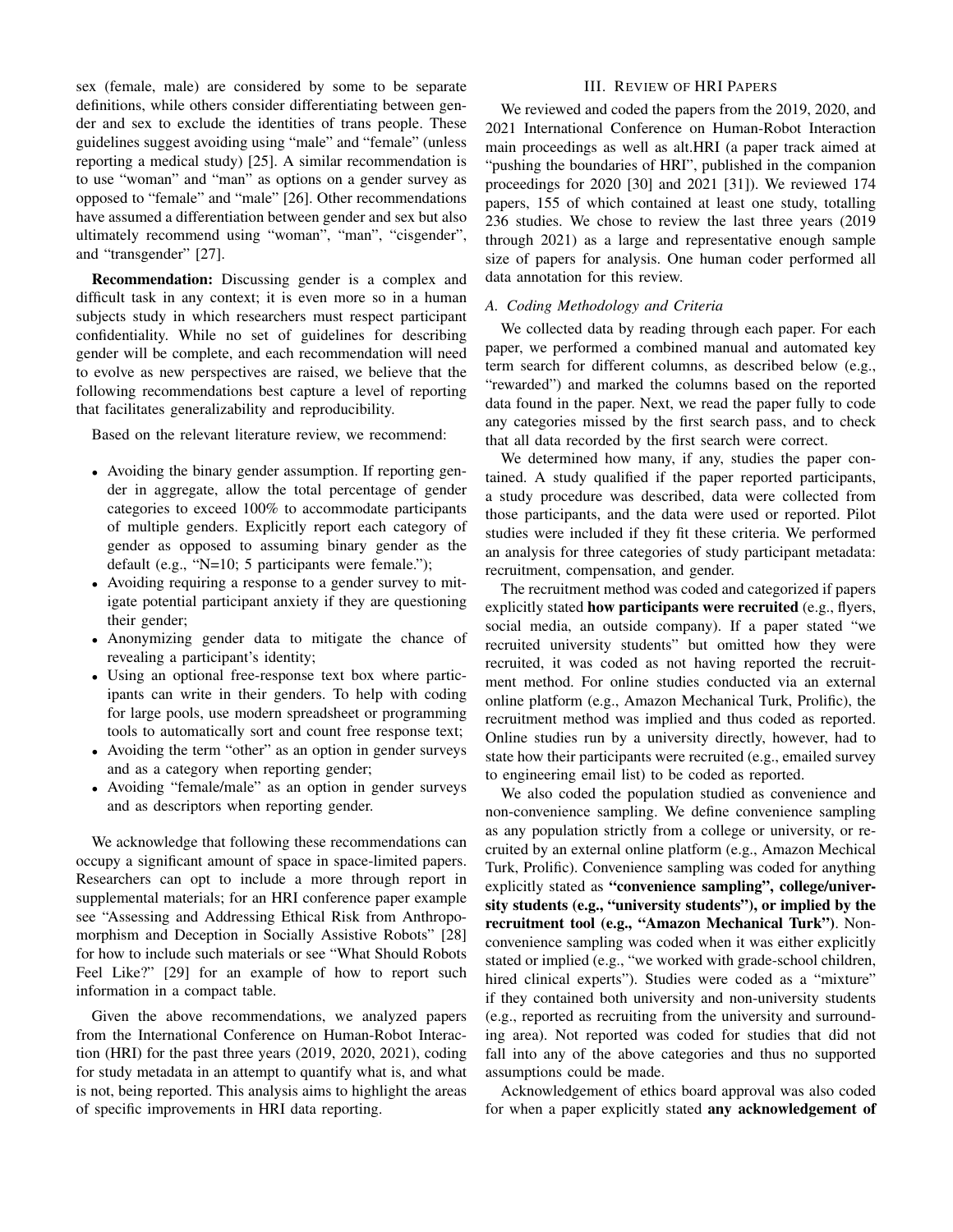sex (female, male) are considered by some to be separate definitions, while others consider differentiating between gender and sex to exclude the identities of trans people. These guidelines suggest avoiding using "male" and "female" (unless reporting a medical study) [25]. A similar recommendation is to use "woman" and "man" as options on a gender survey as opposed to "female" and "male" [26]. Other recommendations have assumed a differentiation between gender and sex but also ultimately recommend using "woman", "man", "cisgender", and "transgender" [27].

**Recommendation:** Discussing gender is a complex and difficult task in any context; it is even more so in a human subjects study in which researchers must respect participant confidentiality. While no set of guidelines for describing gender will be complete, and each recommendation will need to evolve as new perspectives are raised, we believe that the following recommendations best capture a level of reporting that facilitates generalizability and reproducibility.

Based on the relevant literature review, we recommend:

- Avoiding the binary gender assumption. If reporting gender in aggregate, allow the total percentage of gender categories to exceed 100% to accommodate participants of multiple genders. Explicitly report each category of gender as opposed to assuming binary gender as the default (e.g., "N=10; 5 participants were female.");
- Avoiding requiring a response to a gender survey to mitigate potential participant anxiety if they are questioning their gender;
- Anonymizing gender data to mitigate the chance of revealing a participant's identity;
- Using an optional free-response text box where participants can write in their genders. To help with coding for large pools, use modern spreadsheet or programming tools to automatically sort and count free response text;
- Avoiding the term "other" as an option in gender surveys and as a category when reporting gender;
- Avoiding "female/male" as an option in gender surveys and as descriptors when reporting gender.

We acknowledge that following these recommendations can occupy a significant amount of space in space-limited papers. Researchers can opt to include a more through report in supplemental materials; for an HRI conference paper example see "Assessing and Addressing Ethical Risk from Anthropomorphism and Deception in Socially Assistive Robots" [28] for how to include such materials or see "What Should Robots Feel Like?" [29] for an example of how to report such information in a compact table.

Given the above recommendations, we analyzed papers from the International Conference on Human-Robot Interaction (HRI) for the past three years (2019, 2020, 2021), coding for study metadata in an attempt to quantify what is, and what is not, being reported. This analysis aims to highlight the areas of specific improvements in HRI data reporting.

## III. Review of HRI Papers

We reviewed and coded the papers from the 2019, 2020, and 2021 International Conference on Human-Robot Interaction main proceedings as well as alt.HRI (a paper track aimed at "pushing the boundaries of HRI", published in the companion proceedings for 2020 [30] and 2021 [31]). We reviewed 174 papers, 155 of which contained at least one study, totalling 236 studies. We chose to review the last three years (2019 through 2021) as a large and representative enough sample size of papers for analysis. One human coder performed all data annotation for this review.

### A. Coding Methodology and Criteria

We collected data by reading through each paper. For each paper, we performed a combined manual and automated key term search for different columns, as described below (e.g., "rewarded") and marked the columns based on the reported data found in the paper. Next, we read the paper fully to code any categories missed by the first search pass, and to check that all data recorded by the first search were correct.

We determined how many, if any, studies the paper contained. A study qualified if the paper reported participants, a study procedure was described, data were collected from those participants, and the data were used or reported. Pilot studies were included if they fit these criteria. We performed an analysis for three categories of study participant metadata: recruitment, compensation, and gender.

The recruitment method was coded and categorized if papers explicitly stated **how participants were recruited** (e.g., flyers, social media, an outside company). If a paper stated "we recruited university students" but omitted how they were recruited, it was coded as not having reported the recruitment method. For online studies conducted via an external online platform (e.g., Amazon Mechanical Turk, Prolific), the recruitment method was implied and thus coded as reported. Online studies run by a university directly, however, had to state how their participants were recruited (e.g., emailed survey to engineering email list) to be coded as reported.

We also coded the population studied as convenience and non-convenience sampling. We define convenience sampling as any population strictly from a college or university, or recruited by an external online platform (e.g., Amazon Mechical Turk, Prolific). Convenience sampling was coded for anything explicitly stated as **"convenience sampling", college/university students (e.g., "university students"), or implied by the recruitment tool (e.g., "Amazon Mechanical Turk")**. Non-convenience sampling was coded when it was either explicitly stated or implied (e.g., "we worked with grade-school children, hired clinical experts"). Studies were coded as a "mixture" if they contained both university and non-university students (e.g., reported as recruiting from the university and surrounding area). Not reported was coded for studies that did not fall into any of the above categories and thus no supported assumptions could be made.

Acknowledgement of ethics board approval was also coded for when a paper explicitly stated **any acknowledgement of**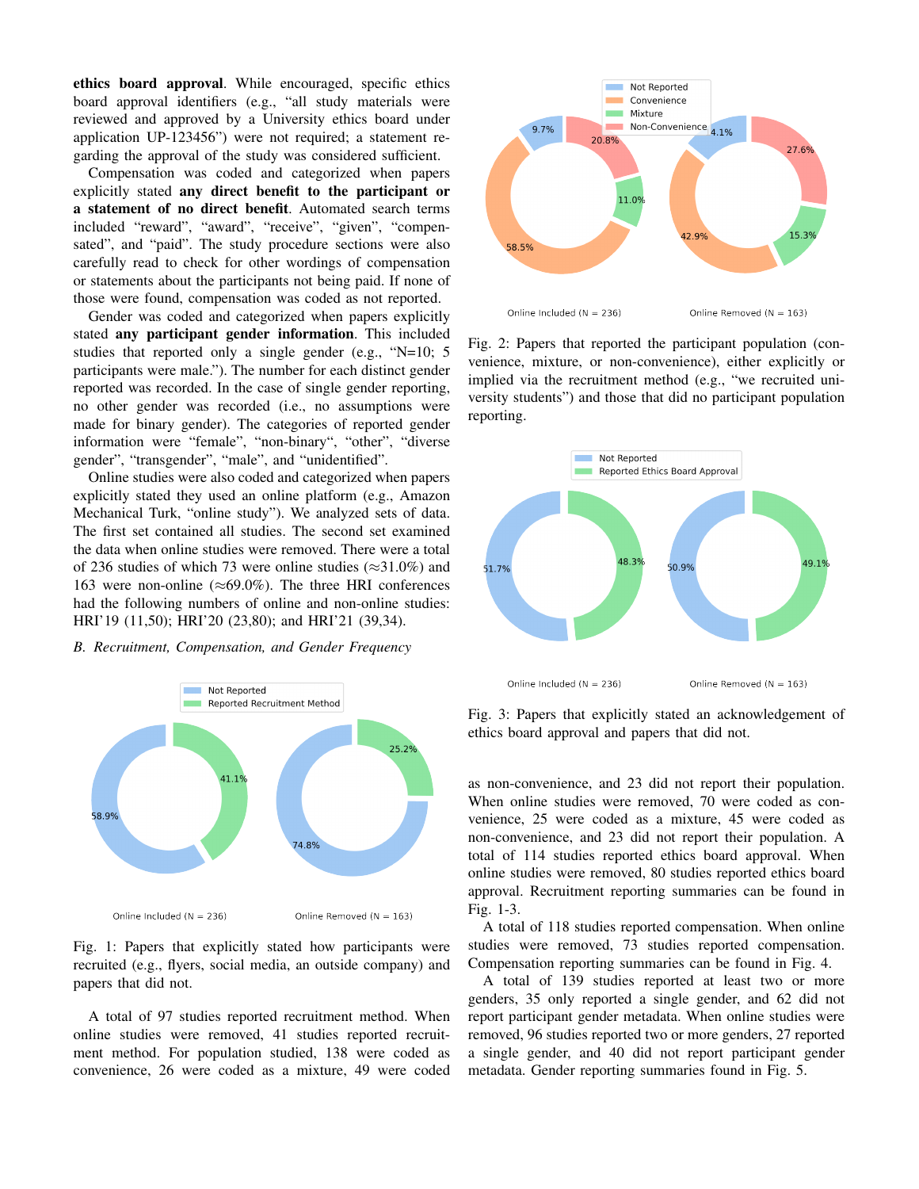**ethics board approval**. While encouraged, specific ethics board approval identifiers (e.g., "all study materials were reviewed and approved by a University ethics board under application UP-123456") were not required; a statement regarding the approval of the study was considered sufficient.

Compensation was coded and categorized when papers explicitly stated **any direct benefit to the participant or a statement of no direct benefit**. Automated search terms included "reward", "award", "receive", "given", "compensated", and "paid". The study procedure sections were also carefully read to check for other wordings of compensation or statements about the participants not being paid. If none of those were found, compensation was coded as not reported.

Gender was coded and categorized when papers explicitly stated **any participant gender information**. This included studies that reported only a single gender (e.g., "N=10; 5 participants were male."). The number for each distinct gender reported was recorded. In the case of single gender reporting, no other gender was recorded (i.e., no assumptions were made for binary gender). The categories of reported gender information were "female", "non-binary", "other", "diverse gender", "transgender", "male", and "unidentified".

Online studies were also coded and categorized when papers explicitly stated they used an online platform (e.g., Amazon Mechanical Turk, "online study"). We analyzed sets of data. The first set contained all studies. The second set examined the data when online studies were removed. There were a total of 236 studies of which 73 were online studies (≈31.0%) and 163 were non-online (≈69.0%). The three HRI conferences had the following numbers of online and non-online studies: HRI'19 (11,50); HRI'20 (23,80); and HRI'21 (39,34).

### *B. Recruitment, Compensation, and Gender Frequency*

Fig. 1: Papers that explicitly stated how participants were recruited (e.g., flyers, social media, an outside company) and papers that did not.

A total of 97 studies reported recruitment method. When online studies were removed, 41 studies reported recruitment method. For population studied, 138 were coded as convenience, 26 were coded as a mixture, 49 were coded as non-convenience, and 23 did not report their population. When online studies were removed, 70 were coded as convenience, 25 were coded as a mixture, 45 were coded as non-convenience, and 23 did not report their population. A total of 114 studies reported ethics board approval. When online studies were removed, 80 studies reported ethics board approval. Recruitment reporting summaries can be found in Fig. 1-3.

A total of 118 studies reported compensation. When online studies were removed, 73 studies reported compensation. Compensation reporting summaries can be found in Fig. 4.

A total of 139 studies reported at least two or more genders, 35 only reported a single gender, and 62 did not report participant gender metadata. When online studies were removed, 96 studies reported two or more genders, 27 reported a single gender, and 40 did not report participant gender metadata. Gender reporting summaries found in Fig. 5.

Fig. 2: Papers that reported the participant population (convenience, mixture, or non-convenience), either explicitly or implied via the recruitment method (e.g., "we recruited university students") and those that did no participant population reporting.

Fig. 3: Papers that explicitly stated an acknowledgement of ethics board approval and papers that did not.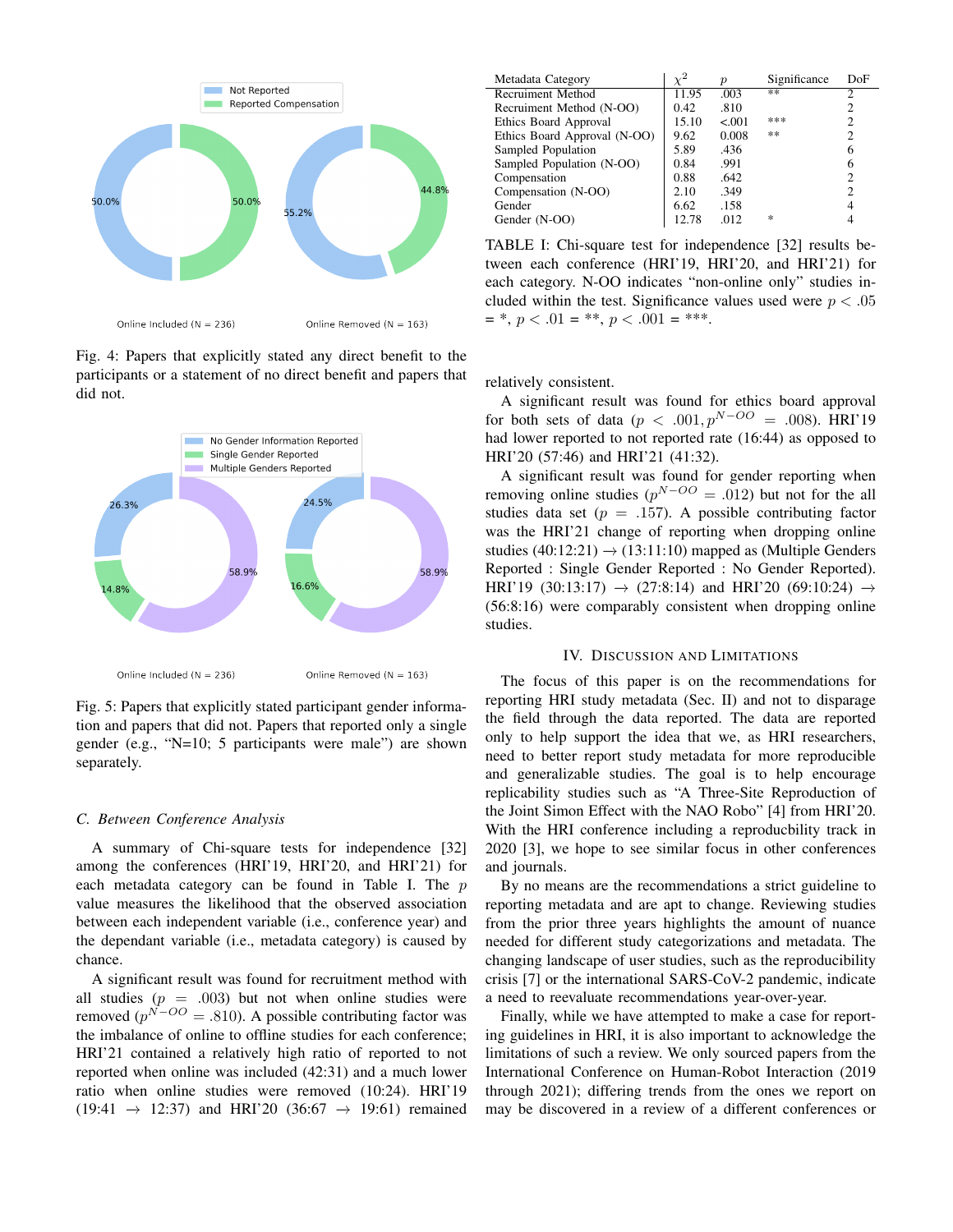Fig. 4: Papers that explicitly stated any direct benefit to the participants or a statement of no direct benefit and papers that did not.

Fig. 5: Papers that explicitly stated participant gender information and papers that did not. Papers that reported only a single gender (e.g., "N=10; 5 participants were male") are shown separately.

### C. Between Conference Analysis

A summary of Chi-square tests for independence [32] among the conferences (HRI'19, HRI'20, and HRI'21) for each metadata category can be found in Table I. The $p$ value measures the likelihood that the observed association between each independent variable (i.e., conference year) and the dependant variable (i.e., metadata category) is caused by chance.

A significant result was found for recruitment method with all studies ($p = .003$) but not when online studies were removed ($p^{N-OO} = .810$). A possible contributing factor was the imbalance of online to offline studies for each conference; HRI'21 contained a relatively high ratio of reported to not reported when online was included (42:31) and a much lower ratio when online studies were removed (10:24). HRI'19 (19:41 $\rightarrow$ 12:37) and HRI'20 (36:67 $\rightarrow$ 19:61) remained relatively consistent.

| Metadata Category | $\chi^2$ | $p$ | Significance | DoF |
|---|---|---|---|---|
| Recruiment Method | 11.95 | .003 | ** | 2 |
| Recruiment Method (N-OO) | 0.42 | .810 | | 2 |
| Ethics Board Approval | 15.10 | <.001 | *** | 2 |
| Ethics Board Approval (N-OO) | 9.62 | 0.008 | ** | 2 |
| Sampled Population | 5.89 | .436 | | 6 |
| Sampled Population (N-OO) | 0.84 | .991 | | 6 |
| Compensation | 0.88 | .642 | | 2 |
| Compensation (N-OO) | 2.10 | .349 | | 2 |
| Gender | 6.62 | .158 | | 4 |
| Gender (N-OO) | 12.78 | .012 | * | 4 |

TABLE I: Chi-square test for independence [32] results between each conference (HRI'19, HRI'20, and HRI'21) for each category. N-OO indicates "non-online only" studies included within the test. Significance values used were $p < .05$ = *, $p < .01$ = **, $p < .001$ = ***.

A significant result was found for ethics board approval for both sets of data ($p < .001, p^{N-OO} = .008$). HRI'19 had lower reported to not reported rate (16:44) as opposed to HRI'20 (57:46) and HRI'21 (41:32).

A significant result was found for gender reporting when removing online studies ($p^{N-OO} = .012$) but not for the all studies data set ($p = .157$). A possible contributing factor was the HRI'21 change of reporting when dropping online studies (40:12:21) $\rightarrow$ (13:11:10) mapped as (Multiple Genders Reported : Single Gender Reported : No Gender Reported). HRI'19 (30:13:17) $\rightarrow$ (27:8:14) and HRI'20 (69:10:24) $\rightarrow$ (56:8:16) were comparably consistent when dropping online studies.

## IV. Discussion and Limitations

The focus of this paper is on the recommendations for reporting HRI study metadata (Sec. II) and not to disparage the field through the data reported. The data are reported only to help support the idea that we, as HRI researchers, need to better report study metadata for more reproducible and generalizable studies. The goal is to help encourage replicability studies such as "A Three-Site Reproduction of the Joint Simon Effect with the NAO Robo" [4] from HRI'20. With the HRI conference including a reproducbility track in 2020 [3], we hope to see similar focus in other conferences and journals.

By no means are the recommendations a strict guideline to reporting metadata and are apt to change. Reviewing studies from the prior three years highlights the amount of nuance needed for different study categorizations and metadata. The changing landscape of user studies, such as the reproducibility crisis [7] or the international SARS-CoV-2 pandemic, indicate a need to reevaluate recommendations year-over-year.

Finally, while we have attempted to make a case for reporting guidelines in HRI, it is also important to acknowledge the limitations of such a review. We only sourced papers from the International Conference on Human-Robot Interaction (2019 through 2021); differing trends from the ones we report on may be discovered in a review of a different conferences or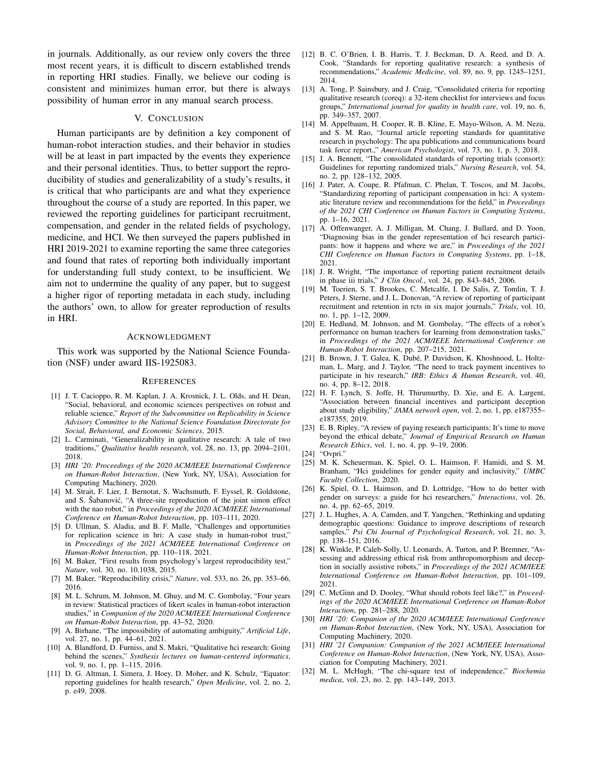in journals. Additionally, as our review only covers the three most recent years, it is difficult to discern established trends in reporting HRI studies. Finally, we believe our coding is consistent and minimizes human error, but there is always possibility of human error in any manual search process.

## V. Conclusion

Human participants are by definition a key component of human-robot interaction studies, and their behavior in studies will be at least in part impacted by the events they experience and their personal identities. Thus, to better support the reproducibility of studies and generalizability of a study's results, it is critical that who participants are and what they experience throughout the course of a study are reported. In this paper, we reviewed the reporting guidelines for participant recruitment, compensation, and gender in the related fields of psychology, medicine, and HCI. We then surveyed the papers published in HRI 2019-2021 to examine reporting the same three categories and found that rates of reporting both individually important for understanding full study context, to be insufficient. We aim not to undermine the quality of any paper, but to suggest a higher rigor of reporting metadata in each study, including the authors' own, to allow for greater reproduction of results in HRI.

## Acknowledgment

This work was supported by the National Science Foundation (NSF) under award IIS-1925083.

## References

[1] J. T. Cacioppo, R. M. Kaplan, J. A. Krosnick, J. L. Olds, and H. Dean, "Social, behavioral, and economic sciences perspectives on robust and reliable science," *Report of the Subcommittee on Replicability in Science Advisory Committee to the National Science Foundation Directorate for Social, Behavioral, and Economic Sciences*, 2015.

[2] L. Carminati, "Generalizability in qualitative research: A tale of two traditions," *Qualitative health research*, vol. 28, no. 13, pp. 2094–2101, 2018.

[3] *HRI '20: Proceedings of the 2020 ACM/IEEE International Conference on Human-Robot Interaction*, (New York, NY, USA), Association for Computing Machinery, 2020.

[4] M. Strait, F. Lier, J. Bernotat, S. Wachsmuth, F. Eyssel, R. Goldstone, and S. Šabanović, "A three-site reproduction of the joint simon effect with the nao robot," in *Proceedings of the 2020 ACM/IEEE International Conference on Human-Robot Interaction*, pp. 103–111, 2020.

[5] D. Ullman, S. Aladia, and B. F. Malle, "Challenges and opportunities for replication science in hri: A case study in human-robot trust," in *Proceedings of the 2021 ACM/IEEE International Conference on Human-Robot Interaction*, pp. 110–118, 2021.

[6] M. Baker, "First results from psychology's largest reproducibility test," *Nature*, vol. 30, no. 10.1038, 2015.

[7] M. Baker, "Reproducibility crisis," *Nature*, vol. 533, no. 26, pp. 353–66, 2016.

[8] M. L. Schrum, M. Johnson, M. Ghuy, and M. C. Gombolay, "Four years in review: Statistical practices of likert scales in human-robot interaction studies," in *Companion of the 2020 ACM/IEEE International Conference on Human-Robot Interaction*, pp. 43–52, 2020.

[9] A. Birhane, "The impossibility of automating ambiguity," *Artificial Life*, vol. 27, no. 1, pp. 44–61, 2021.

[10] A. Blandford, D. Furniss, and S. Makri, "Qualitative hci research: Going behind the scenes," *Synthesis lectures on human-centered informatics*, vol. 9, no. 1, pp. 1–115, 2016.

[11] D. G. Altman, I. Simera, J. Hoey, D. Moher, and K. Schulz, "Equator: reporting guidelines for health research," *Open Medicine*, vol. 2, no. 2, p. e49, 2008.

[12] B. C. O'Brien, I. B. Harris, T. J. Beckman, D. A. Reed, and D. A. Cook, "Standards for reporting qualitative research: a synthesis of recommendations," *Academic Medicine*, vol. 89, no. 9, pp. 1245–1251, 2014.

[13] A. Tong, P. Sainsbury, and J. Craig, "Consolidated criteria for reporting qualitative research (coreq): a 32-item checklist for interviews and focus groups," *International journal for quality in health care*, vol. 19, no. 6, pp. 349–357, 2007.

[14] M. Appelbaum, H. Cooper, R. B. Kline, E. Mayo-Wilson, A. M. Nezu, and S. M. Rao, "Journal article reporting standards for quantitative research in psychology: The apa publications and communications board task force report.," *American Psychologist*, vol. 73, no. 1, p. 3, 2018.

[15] J. A. Bennett, "The consolidated standards of reporting trials (consort): Guidelines for reporting randomized trials," *Nursing Research*, vol. 54, no. 2, pp. 128–132, 2005.

[16] J. Pater, A. Coupe, R. Pfafman, C. Phelan, T. Toscos, and M. Jacobs, "Standardizing reporting of participant compensation in hci: A systematic literature review and recommendations for the field," in *Proceedings of the 2021 CHI Conference on Human Factors in Computing Systems*, pp. 1–16, 2021.

[17] A. Offenwanger, A. J. Milligan, M. Chang, J. Bullard, and D. Yoon, "Diagnosing bias in the gender representation of hci research participants: how it happens and where we are," in *Proceedings of the 2021 CHI Conference on Human Factors in Computing Systems*, pp. 1–18, 2021.

[18] J. R. Wright, "The importance of reporting patient recruitment details in phase iii trials," *J Clin Oncol.*, vol. 24, pp. 843–845, 2006.

[19] M. Toerien, S. T. Brookes, C. Metcalfe, I. De Salis, Z. Tomlin, T. J. Peters, J. Sterne, and J. L. Donovan, "A review of reporting of participant recruitment and retention in rcts in six major journals," *Trials*, vol. 10, no. 1, pp. 1–12, 2009.

[20] E. Hedlund, M. Johnson, and M. Gombolay, "The effects of a robot's performance on human teachers for learning from demonstration tasks," in *Proceedings of the 2021 ACM/IEEE International Conference on Human-Robot Interaction*, pp. 207–215, 2021.

[21] B. Brown, J. T. Galea, K. Dubé, P. Davidson, K. Khoshnood, L. Holtzman, L. Marg, and J. Taylor, "The need to track payment incentives to participate in hiv research," *IRB: Ethics & Human Research*, vol. 40, no. 4, pp. 8–12, 2018.

[22] H. F. Lynch, S. Joffe, H. Thirumurthy, D. Xie, and E. A. Largent, "Association between financial incentives and participant deception about study eligibility," *JAMA network open*, vol. 2, no. 1, pp. e187355–e187355, 2019.

[23] E. B. Ripley, "A review of paying research participants: It's time to move beyond the ethical debate," *Journal of Empirical Research on Human Research Ethics*, vol. 1, no. 4, pp. 9–19, 2006.

[24] "Ovpri."

[25] M. K. Scheuerman, K. Spiel, O. L. Haimson, F. Hamidi, and S. M. Branham, "Hci guidelines for gender equity and inclusivity," *UMBC Faculty Collection*, 2020.

[26] K. Spiel, O. L. Haimson, and D. Lottridge, "How to do better with gender on surveys: a guide for hci researchers," *Interactions*, vol. 26, no. 4, pp. 62–65, 2019.

[27] J. L. Hughes, A. A. Camden, and T. Yangchen, "Rethinking and updating demographic questions: Guidance to improve descriptions of research samples," *Psi Chi Journal of Psychological Research*, vol. 21, no. 3, pp. 138–151, 2016.

[28] K. Winkle, P. Caleb-Solly, U. Leonards, A. Turton, and P. Bremner, "Assessing and addressing ethical risk from anthropomorphism and deception in socially assistive robots," in *Proceedings of the 2021 ACM/IEEE International Conference on Human-Robot Interaction*, pp. 101–109, 2021.

[29] C. McGinn and D. Dooley, "What should robots feel like?," in *Proceedings of the 2020 ACM/IEEE International Conference on Human-Robot Interaction*, pp. 281–288, 2020.

[30] *HRI '20: Companion of the 2020 ACM/IEEE International Conference on Human-Robot Interaction*, (New York, NY, USA), Association for Computing Machinery, 2020.

[31] *HRI '21 Companion: Companion of the 2021 ACM/IEEE International Conference on Human-Robot Interaction*, (New York, NY, USA), Association for Computing Machinery, 2021.

[32] M. L. McHugh, "The chi-square test of independence," *Biochemia medica*, vol. 23, no. 2, pp. 143–149, 2013.